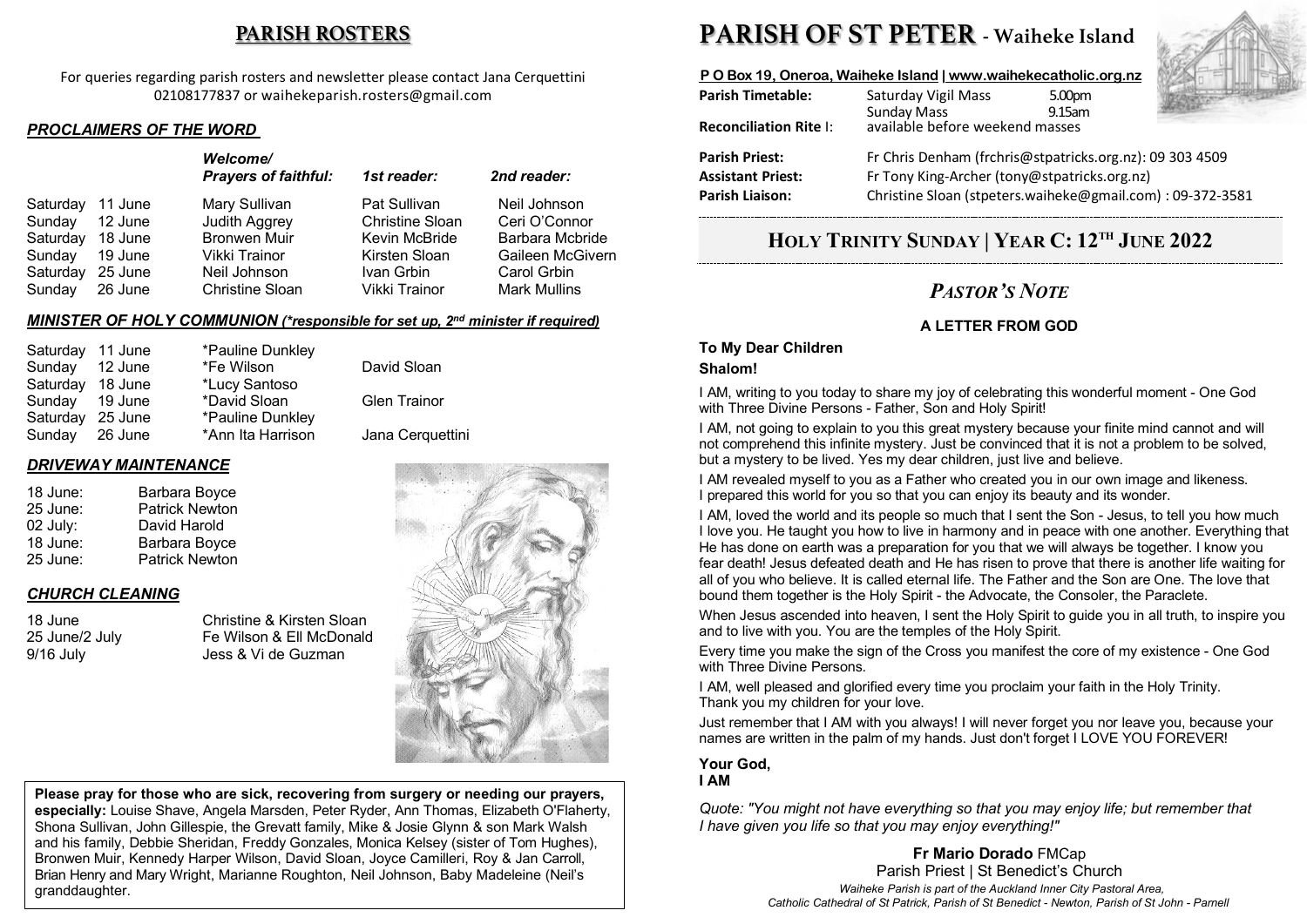## PARISH ROSTERS

For queries regarding parish rosters and newsletter please contact Jana Cerquettini 02108177837 or waihekeparish.rosters@gmail.com

### *PROCLAIMERS OF THE WORD*

| | *Welcome/ Prayers of faithful:* | *1st reader:* | *2nd reader:* |
|---|---|---|---|
| Saturday 11 June | Mary Sullivan | Pat Sullivan | Neil Johnson |
| Sunday 12 June | Judith Aggrey | Christine Sloan | Ceri O'Connor |
| Saturday 18 June | Bronwen Muir | Kevin McBride | Barbara Mcbride |
| Sunday 19 June | Vikki Trainor | Kirsten Sloan | Gaileen McGivern |
| Saturday 25 June | Neil Johnson | Ivan Grbin | Carol Grbin |
| Sunday 26 June | Christine Sloan | Vikki Trainor | Mark Mullins |

### *MINISTER OF HOLY COMMUNION (\*responsible for set up, 2nd minister if required)*

| | | |
|---|---|---|
| Saturday 11 June | *Pauline Dunkley | |
| Sunday 12 June | *Fe Wilson | David Sloan |
| Saturday 18 June | *Lucy Santoso | |
| Sunday 19 June | *David Sloan | Glen Trainor |
| Saturday 25 June | *Pauline Dunkley | |
| Sunday 26 June | *Ann Ita Harrison | Jana Cerquettini |

### *DRIVEWAY MAINTENANCE*

| | |
|---|---|
| 18 June: | Barbara Boyce |
| 25 June: | Patrick Newton |
| 02 July: | David Harold |
| 18 June: | Barbara Boyce |
| 25 June: | Patrick Newton |

### *CHURCH CLEANING*

| | |
|---|---|
| 18 June | Christine & Kirsten Sloan |
| 25 June/2 July | Fe Wilson & Ell McDonald |
| 9/16 July | Jess & Vi de Guzman |

**Please pray for those who are sick, recovering from surgery or needing our prayers, especially:** Louise Shave, Angela Marsden, Peter Ryder, Ann Thomas, Elizabeth O'Flaherty, Shona Sullivan, John Gillespie, the Grevatt family, Mike & Josie Glynn & son Mark Walsh and his family, Debbie Sheridan, Freddy Gonzales, Monica Kelsey (sister of Tom Hughes), Bronwen Muir, Kennedy Harper Wilson, David Sloan, Joyce Camilleri, Roy & Jan Carroll, Brian Henry and Mary Wright, Marianne Roughton, Neil Johnson, Baby Madeleine (Neil's granddaughter).

# PARISH OF ST PETER - Waiheke Island

**P O Box 19, Oneroa, Waiheke Island | www.waihekecatholic.org.nz**

| | |
|---|---|
| **Parish Timetable:** | Saturday Vigil Mass 5.00pm<br>Sunday Mass 9.15am |
| **Reconciliation Rite I:** | available before weekend masses |
| **Parish Priest:** | Fr Chris Denham (frchris@stpatricks.org.nz): 09 303 4509 |
| **Assistant Priest:** | Fr Tony King-Archer (tony@stpatricks.org.nz) |
| **Parish Liaison:** | Christine Sloan (stpeters.waiheke@gmail.com) : 09-372-3581 |

## HOLY TRINITY SUNDAY | YEAR C: 12TH JUNE 2022

## *PASTOR'S NOTE*

### A LETTER FROM GOD

**To My Dear Children**

**Shalom!**

I AM, writing to you today to share my joy of celebrating this wonderful moment - One God with Three Divine Persons - Father, Son and Holy Spirit!

I AM, not going to explain to you this great mystery because your finite mind cannot and will not comprehend this infinite mystery. Just be convinced that it is not a problem to be solved, but a mystery to be lived. Yes my dear children, just live and believe.

I AM revealed myself to you as a Father who created you in our own image and likeness. I prepared this world for you so that you can enjoy its beauty and its wonder.

I AM, loved the world and its people so much that I sent the Son - Jesus, to tell you how much I love you. He taught you how to live in harmony and in peace with one another. Everything that He has done on earth was a preparation for you that we will always be together. I know you fear death! Jesus defeated death and He has risen to prove that there is another life waiting for all of you who believe. It is called eternal life. The Father and the Son are One. The love that bound them together is the Holy Spirit - the Advocate, the Consoler, the Paraclete.

When Jesus ascended into heaven, I sent the Holy Spirit to guide you in all truth, to inspire you and to live with you. You are the temples of the Holy Spirit.

Every time you make the sign of the Cross you manifest the core of my existence - One God with Three Divine Persons.

I AM, well pleased and glorified every time you proclaim your faith in the Holy Trinity. Thank you my children for your love.

Just remember that I AM with you always! I will never forget you nor leave you, because your names are written in the palm of my hands. Just don't forget I LOVE YOU FOREVER!

**Your God,**
**I AM**

*Quote: "You might not have everything so that you may enjoy life; but remember that I have given you life so that you may enjoy everything!"*

**Fr Mario Dorado** FMCap
Parish Priest | St Benedict's Church

*Waiheke Parish is part of the Auckland Inner City Pastoral Area, Catholic Cathedral of St Patrick, Parish of St Benedict - Newton, Parish of St John - Parnell*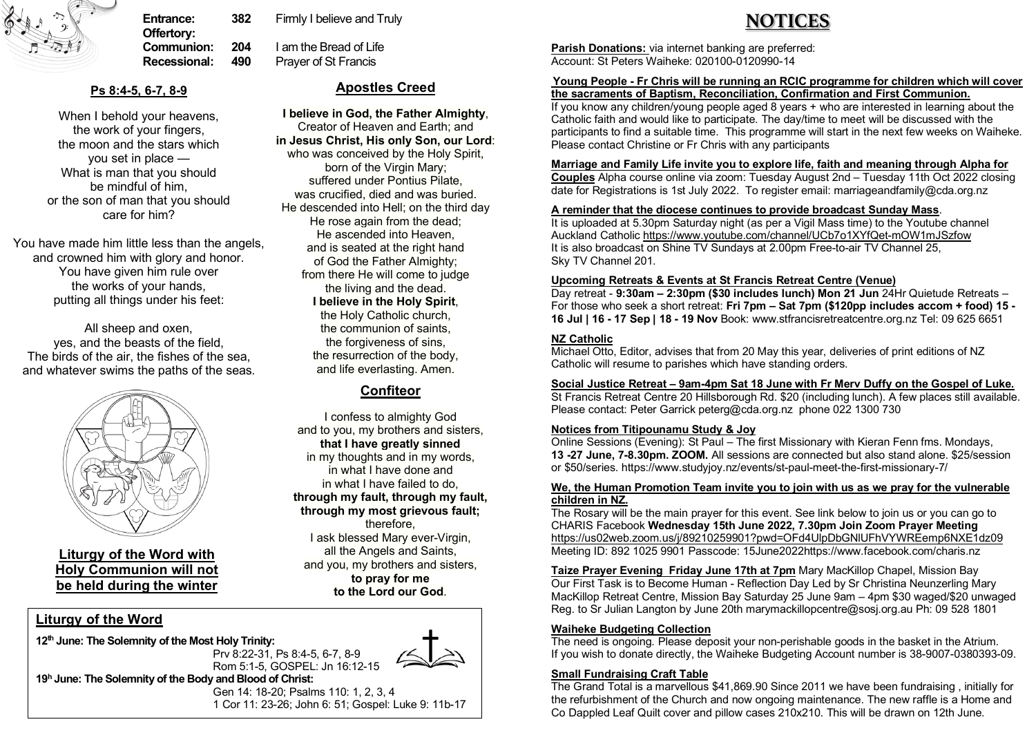| | | |
|---|---|---|
| **Entrance:** | **382** | Firmly I believe and Truly |
| **Offertory:** | | |
| **Communion:** | **204** | I am the Bread of Life |
| **Recessional:** | **490** | Prayer of St Francis |

## Ps 8:4-5, 6-7, 8-9

When I behold your heavens,
the work of your fingers,
the moon and the stars which
you set in place —
What is man that you should
be mindful of him,
or the son of man that you should
care for him?

You have made him little less than the angels,
and crowned him with glory and honor.
You have given him rule over
the works of your hands,
putting all things under his feet:

All sheep and oxen,
yes, and the beasts of the field,
The birds of the air, the fishes of the sea,
and whatever swims the paths of the seas.

**Liturgy of the Word with Holy Communion will not be held during the winter**

## Apostles Creed

**I believe in God, the Father Almighty**,
Creator of Heaven and Earth; and
**in Jesus Christ, His only Son, our Lord**:
who was conceived by the Holy Spirit,
born of the Virgin Mary;
suffered under Pontius Pilate,
was crucified, died and was buried.
He descended into Hell; on the third day
He rose again from the dead;
He ascended into Heaven,
and is seated at the right hand
of God the Father Almighty;
from there He will come to judge
the living and the dead.
**I believe in the Holy Spirit**,
the Holy Catholic church,
the communion of saints,
the forgiveness of sins,
the resurrection of the body,
and life everlasting. Amen.

## Confiteor

I confess to almighty God
and to you, my brothers and sisters,
**that I have greatly sinned**
in my thoughts and in my words,
in what I have done and
in what I have failed to do,
**through my fault, through my fault,
through my most grievous fault;**
therefore,
I ask blessed Mary ever-Virgin,
all the Angels and Saints,
and you, my brothers and sisters,
**to pray for me
to the Lord our God**.

## Liturgy of the Word

**12th June: The Solemnity of the Most Holy Trinity:**
Prv 8:22-31, Ps 8:4-5, 6-7, 8-9
Rom 5:1-5, GOSPEL: Jn 16:12-15

**19h June: The Solemnity of the Body and Blood of Christ:**
Gen 14: 18-20; Psalms 110: 1, 2, 3, 4
1 Cor 11: 23-26; John 6: 51; Gospel: Luke 9: 11b-17

# NOTICES

**Parish Donations:** via internet banking are preferred:
Account: St Peters Waiheke: 020100-0120990-14

**Young People - Fr Chris will be running an RCIC programme for children which will cover the sacraments of Baptism, Reconciliation, Confirmation and First Communion.**
If you know any children/young people aged 8 years + who are interested in learning about the Catholic faith and would like to participate. The day/time to meet will be discussed with the participants to find a suitable time. This programme will start in the next few weeks on Waiheke. Please contact Christine or Fr Chris with any participants

**Marriage and Family Life invite you to explore life, faith and meaning through Alpha for Couples** Alpha course online via zoom: Tuesday August 2nd – Tuesday 11th Oct 2022 closing date for Registrations is 1st July 2022. To register email: marriageandfamily@cda.org.nz

**A reminder that the diocese continues to provide broadcast Sunday Mass**.
It is uploaded at 5.30pm Saturday night (as per a Vigil Mass time) to the Youtube channel Auckland Catholic https://www.youtube.com/channel/UCb7o1XYfQet-mOW1mJSzfow
It is also broadcast on Shine TV Sundays at 2.00pm Free-to-air TV Channel 25, Sky TV Channel 201.

**Upcoming Retreats & Events at St Francis Retreat Centre (Venue)**
Day retreat - **9:30am – 2:30pm ($30 includes lunch) Mon 21 Jun** 24Hr Quietude Retreats – For those who seek a short retreat: **Fri 7pm – Sat 7pm ($120pp includes accom + food) 15 - 16 Jul | 16 - 17 Sep | 18 - 19 Nov** Book: www.stfrancisretreatcentre.org.nz Tel: 09 625 6651

**NZ Catholic**
Michael Otto, Editor, advises that from 20 May this year, deliveries of print editions of NZ Catholic will resume to parishes which have standing orders.

**Social Justice Retreat – 9am-4pm Sat 18 June with Fr Merv Duffy on the Gospel of Luke.**
St Francis Retreat Centre 20 Hillsborough Rd. $20 (including lunch). A few places still available. Please contact: Peter Garrick peterg@cda.org.nz phone 022 1300 730

**Notices from Titipounamu Study & Joy**
Online Sessions (Evening): St Paul – The first Missionary with Kieran Fenn fms. Mondays, **13 -27 June, 7-8.30pm. ZOOM.** All sessions are connected but also stand alone. $25/session or $50/series. https://www.studyjoy.nz/events/st-paul-meet-the-first-missionary-7/

**We, the Human Promotion Team invite you to join with us as we pray for the vulnerable children in NZ.**
The Rosary will be the main prayer for this event. See link below to join us or you can go to CHARIS Facebook **Wednesday 15th June 2022, 7.30pm Join Zoom Prayer Meeting**
https://us02web.zoom.us/j/89210259901?pwd=OFd4UlpDbGNlUFhVYWREemp6NXE1dz09
Meeting ID: 892 1025 9901 Passcode: 15June2022https://www.facebook.com/charis.nz

**Taize Prayer Evening Friday June 17th at 7pm** Mary MacKillop Chapel, Mission Bay
Our First Task is to Become Human - Reflection Day Led by Sr Christina Neunzerling Mary MacKillop Retreat Centre, Mission Bay Saturday 25 June 9am – 4pm $30 waged/$20 unwaged Reg. to Sr Julian Langton by June 20th marymackillopcentre@sosj.org.au Ph: 09 528 1801

**Waiheke Budgeting Collection**
The need is ongoing. Please deposit your non-perishable goods in the basket in the Atrium.
If you wish to donate directly, the Waiheke Budgeting Account number is 38-9007-0380393-09.

**Small Fundraising Craft Table**
The Grand Total is a marvellous $41,869.90 Since 2011 we have been fundraising , initially for the refurbishment of the Church and now ongoing maintenance. The new raffle is a Home and Co Dappled Leaf Quilt cover and pillow cases 210x210. This will be drawn on 12th June.